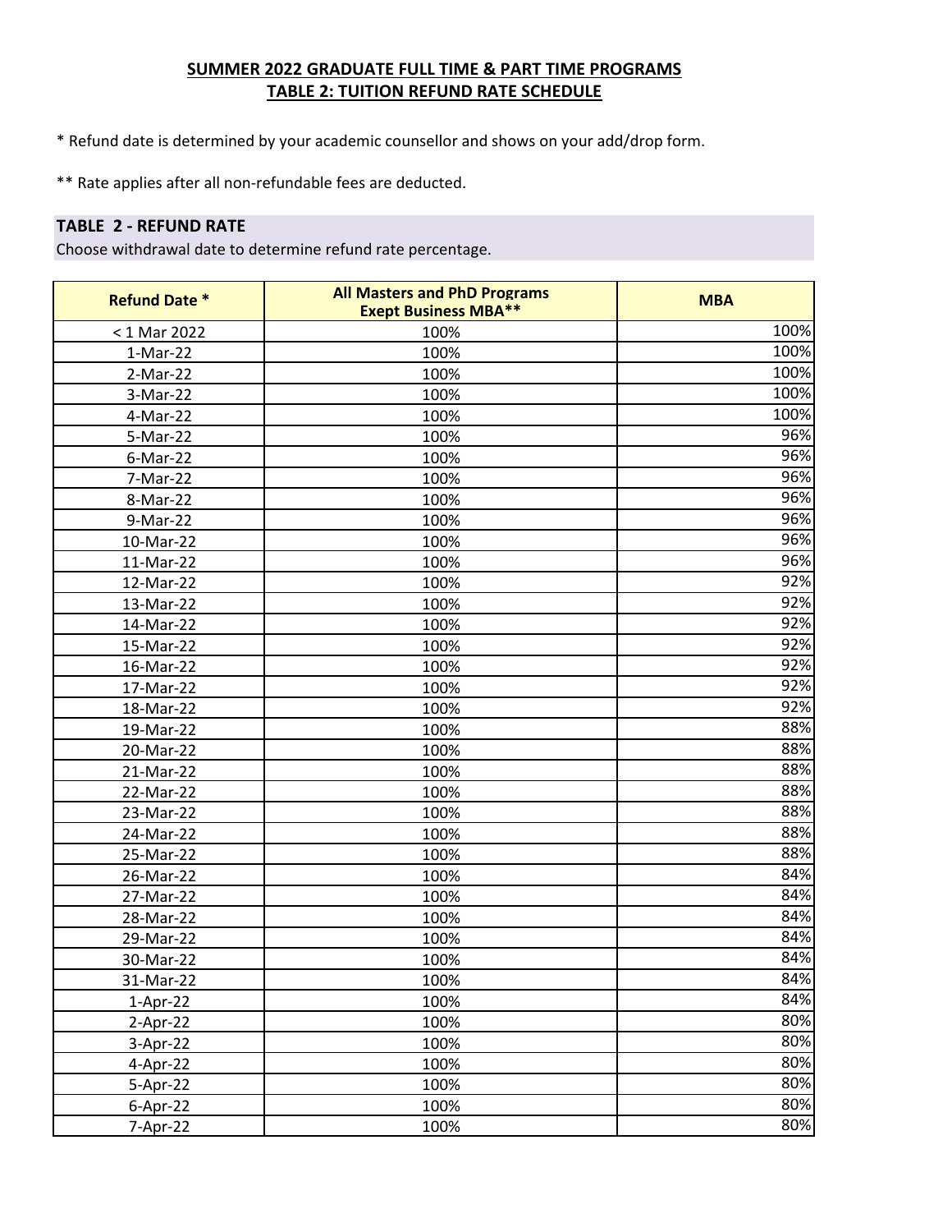## SUMMER 2022 GRADUATE FULL TIME & PART TIME PROGRAMS
## TABLE 2: TUITION REFUND RATE SCHEDULE

* Refund date is determined by your academic counsellor and shows on your add/drop form.

** Rate applies after all non-refundable fees are deducted.

### TABLE 2 - REFUND RATE

Choose withdrawal date to determine refund rate percentage.

| Refund Date * | All Masters and PhD Programs Exept Business MBA** | MBA |
|---|---|---|
| < 1 Mar 2022 | 100% | 100% |
| 1-Mar-22 | 100% | 100% |
| 2-Mar-22 | 100% | 100% |
| 3-Mar-22 | 100% | 100% |
| 4-Mar-22 | 100% | 100% |
| 5-Mar-22 | 100% | 96% |
| 6-Mar-22 | 100% | 96% |
| 7-Mar-22 | 100% | 96% |
| 8-Mar-22 | 100% | 96% |
| 9-Mar-22 | 100% | 96% |
| 10-Mar-22 | 100% | 96% |
| 11-Mar-22 | 100% | 96% |
| 12-Mar-22 | 100% | 92% |
| 13-Mar-22 | 100% | 92% |
| 14-Mar-22 | 100% | 92% |
| 15-Mar-22 | 100% | 92% |
| 16-Mar-22 | 100% | 92% |
| 17-Mar-22 | 100% | 92% |
| 18-Mar-22 | 100% | 92% |
| 19-Mar-22 | 100% | 88% |
| 20-Mar-22 | 100% | 88% |
| 21-Mar-22 | 100% | 88% |
| 22-Mar-22 | 100% | 88% |
| 23-Mar-22 | 100% | 88% |
| 24-Mar-22 | 100% | 88% |
| 25-Mar-22 | 100% | 88% |
| 26-Mar-22 | 100% | 84% |
| 27-Mar-22 | 100% | 84% |
| 28-Mar-22 | 100% | 84% |
| 29-Mar-22 | 100% | 84% |
| 30-Mar-22 | 100% | 84% |
| 31-Mar-22 | 100% | 84% |
| 1-Apr-22 | 100% | 84% |
| 2-Apr-22 | 100% | 80% |
| 3-Apr-22 | 100% | 80% |
| 4-Apr-22 | 100% | 80% |
| 5-Apr-22 | 100% | 80% |
| 6-Apr-22 | 100% | 80% |
| 7-Apr-22 | 100% | 80% |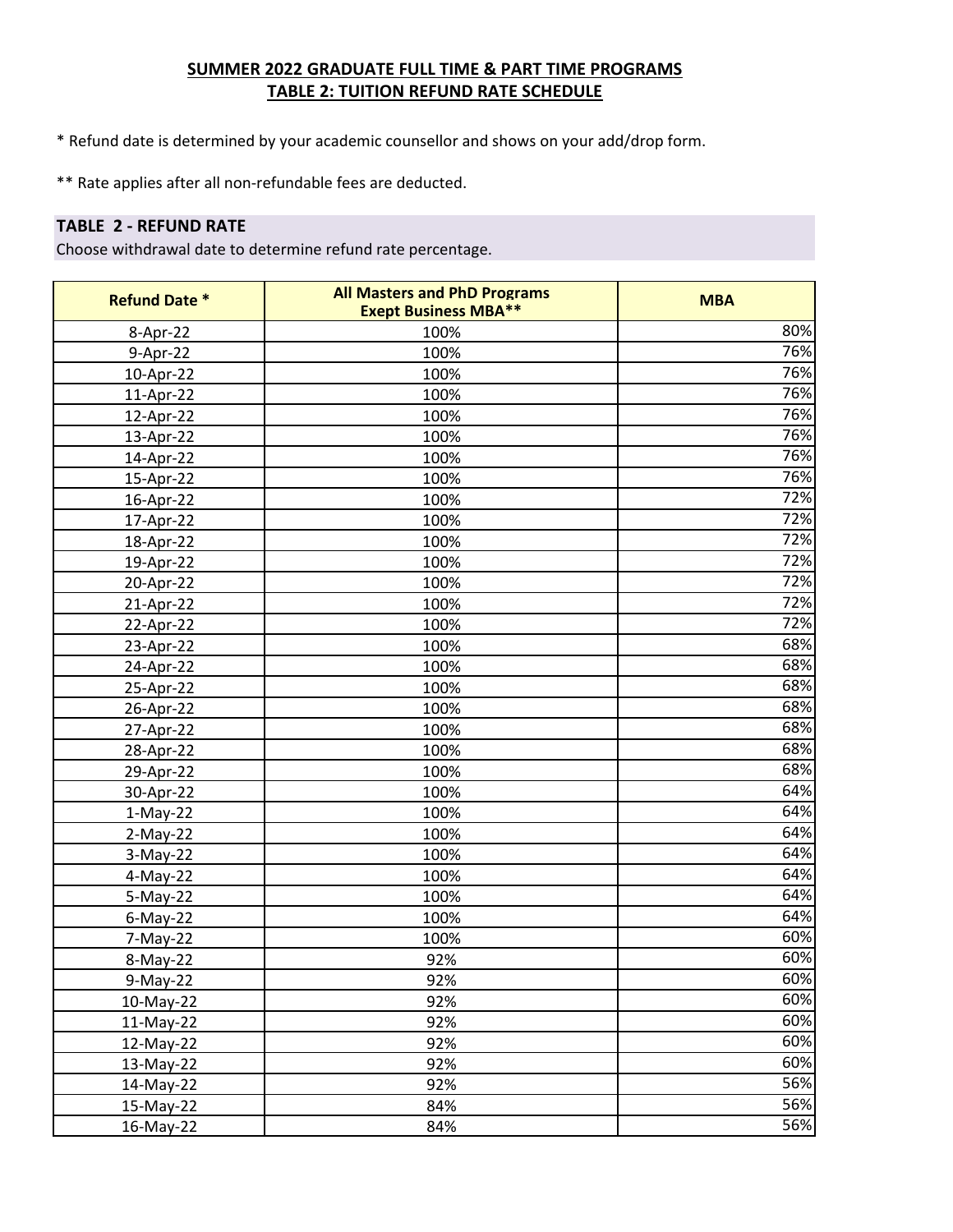## SUMMER 2022 GRADUATE FULL TIME & PART TIME PROGRAMS
## TABLE 2: TUITION REFUND RATE SCHEDULE

* Refund date is determined by your academic counsellor and shows on your add/drop form.

** Rate applies after all non-refundable fees are deducted.

### TABLE 2 - REFUND RATE

Choose withdrawal date to determine refund rate percentage.

| Refund Date * | All Masters and PhD Programs Exept Business MBA** | MBA |
|---|---|---|
| 8-Apr-22 | 100% | 80% |
| 9-Apr-22 | 100% | 76% |
| 10-Apr-22 | 100% | 76% |
| 11-Apr-22 | 100% | 76% |
| 12-Apr-22 | 100% | 76% |
| 13-Apr-22 | 100% | 76% |
| 14-Apr-22 | 100% | 76% |
| 15-Apr-22 | 100% | 76% |
| 16-Apr-22 | 100% | 72% |
| 17-Apr-22 | 100% | 72% |
| 18-Apr-22 | 100% | 72% |
| 19-Apr-22 | 100% | 72% |
| 20-Apr-22 | 100% | 72% |
| 21-Apr-22 | 100% | 72% |
| 22-Apr-22 | 100% | 72% |
| 23-Apr-22 | 100% | 68% |
| 24-Apr-22 | 100% | 68% |
| 25-Apr-22 | 100% | 68% |
| 26-Apr-22 | 100% | 68% |
| 27-Apr-22 | 100% | 68% |
| 28-Apr-22 | 100% | 68% |
| 29-Apr-22 | 100% | 68% |
| 30-Apr-22 | 100% | 64% |
| 1-May-22 | 100% | 64% |
| 2-May-22 | 100% | 64% |
| 3-May-22 | 100% | 64% |
| 4-May-22 | 100% | 64% |
| 5-May-22 | 100% | 64% |
| 6-May-22 | 100% | 64% |
| 7-May-22 | 100% | 60% |
| 8-May-22 | 92% | 60% |
| 9-May-22 | 92% | 60% |
| 10-May-22 | 92% | 60% |
| 11-May-22 | 92% | 60% |
| 12-May-22 | 92% | 60% |
| 13-May-22 | 92% | 60% |
| 14-May-22 | 92% | 56% |
| 15-May-22 | 84% | 56% |
| 16-May-22 | 84% | 56% |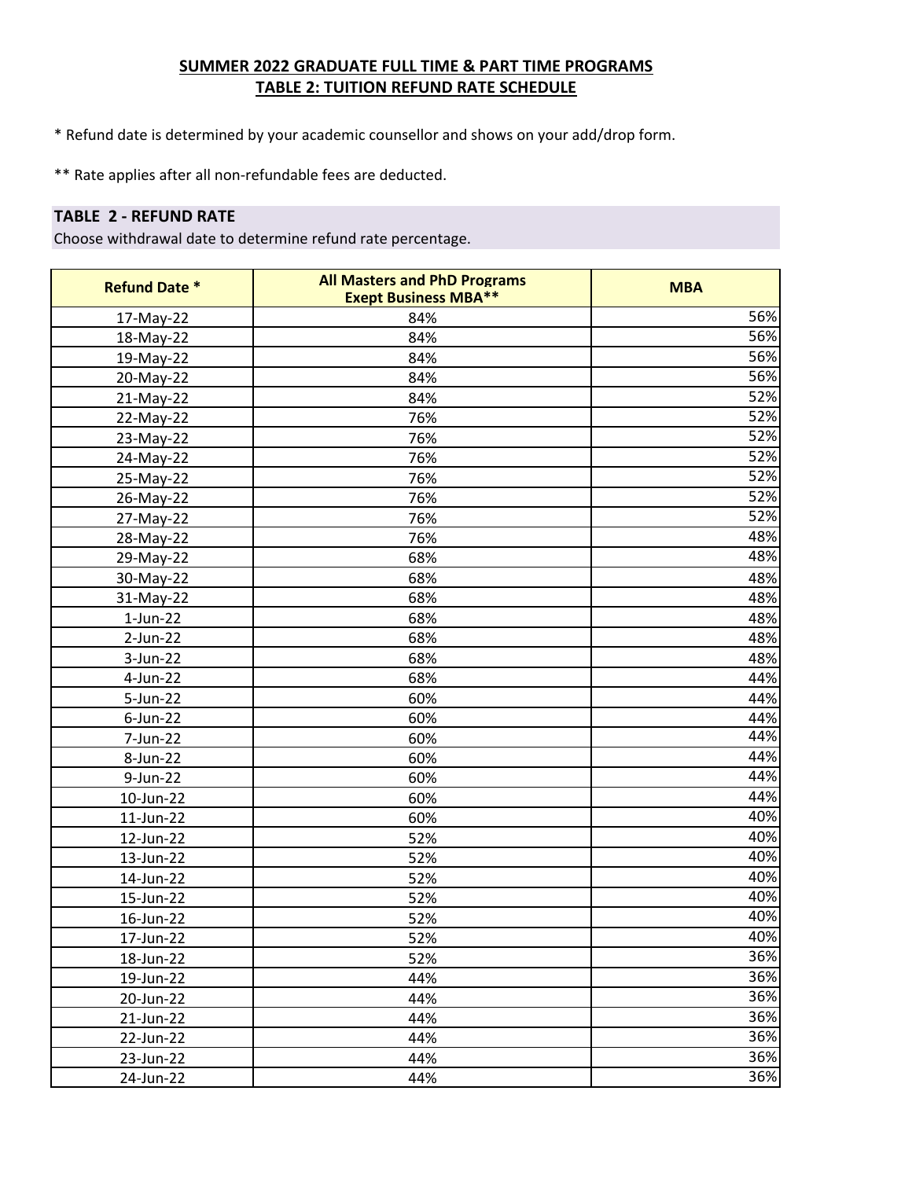## SUMMER 2022 GRADUATE FULL TIME & PART TIME PROGRAMS
## TABLE 2: TUITION REFUND RATE SCHEDULE

* Refund date is determined by your academic counsellor and shows on your add/drop form.

** Rate applies after all non-refundable fees are deducted.

### TABLE 2 - REFUND RATE

Choose withdrawal date to determine refund rate percentage.

| Refund Date * | All Masters and PhD Programs Exept Business MBA** | MBA |
|---|---|---|
| 17-May-22 | 84% | 56% |
| 18-May-22 | 84% | 56% |
| 19-May-22 | 84% | 56% |
| 20-May-22 | 84% | 56% |
| 21-May-22 | 84% | 52% |
| 22-May-22 | 76% | 52% |
| 23-May-22 | 76% | 52% |
| 24-May-22 | 76% | 52% |
| 25-May-22 | 76% | 52% |
| 26-May-22 | 76% | 52% |
| 27-May-22 | 76% | 52% |
| 28-May-22 | 76% | 48% |
| 29-May-22 | 68% | 48% |
| 30-May-22 | 68% | 48% |
| 31-May-22 | 68% | 48% |
| 1-Jun-22 | 68% | 48% |
| 2-Jun-22 | 68% | 48% |
| 3-Jun-22 | 68% | 48% |
| 4-Jun-22 | 68% | 44% |
| 5-Jun-22 | 60% | 44% |
| 6-Jun-22 | 60% | 44% |
| 7-Jun-22 | 60% | 44% |
| 8-Jun-22 | 60% | 44% |
| 9-Jun-22 | 60% | 44% |
| 10-Jun-22 | 60% | 44% |
| 11-Jun-22 | 60% | 40% |
| 12-Jun-22 | 52% | 40% |
| 13-Jun-22 | 52% | 40% |
| 14-Jun-22 | 52% | 40% |
| 15-Jun-22 | 52% | 40% |
| 16-Jun-22 | 52% | 40% |
| 17-Jun-22 | 52% | 40% |
| 18-Jun-22 | 52% | 36% |
| 19-Jun-22 | 44% | 36% |
| 20-Jun-22 | 44% | 36% |
| 21-Jun-22 | 44% | 36% |
| 22-Jun-22 | 44% | 36% |
| 23-Jun-22 | 44% | 36% |
| 24-Jun-22 | 44% | 36% |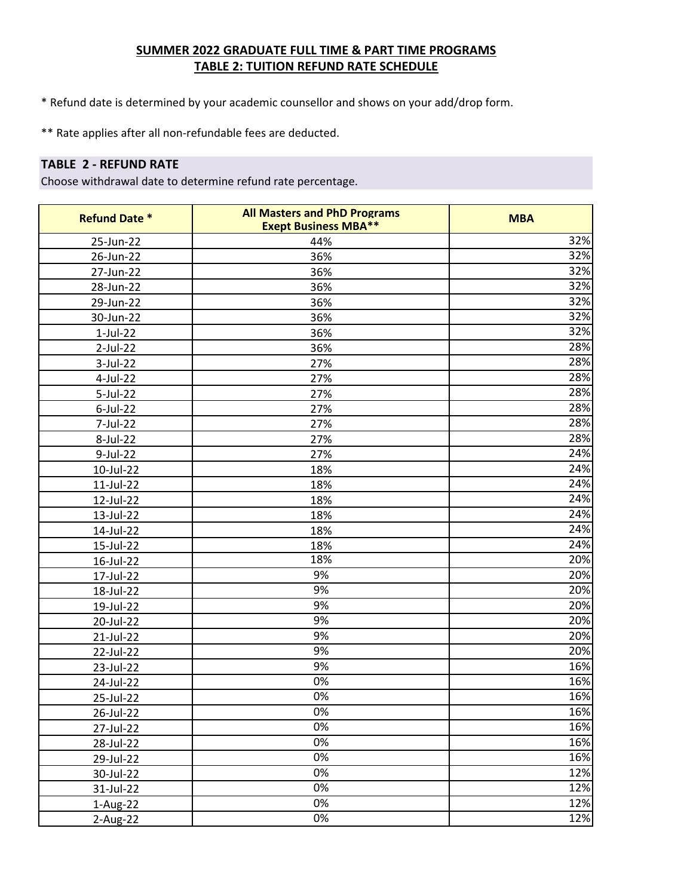## SUMMER 2022 GRADUATE FULL TIME & PART TIME PROGRAMS
## TABLE 2: TUITION REFUND RATE SCHEDULE

* Refund date is determined by your academic counsellor and shows on your add/drop form.

** Rate applies after all non-refundable fees are deducted.

### TABLE 2 - REFUND RATE

Choose withdrawal date to determine refund rate percentage.

| Refund Date * | All Masters and PhD Programs Exept Business MBA** | MBA |
|---|---|---|
| 25-Jun-22 | 44% | 32% |
| 26-Jun-22 | 36% | 32% |
| 27-Jun-22 | 36% | 32% |
| 28-Jun-22 | 36% | 32% |
| 29-Jun-22 | 36% | 32% |
| 30-Jun-22 | 36% | 32% |
| 1-Jul-22 | 36% | 32% |
| 2-Jul-22 | 36% | 28% |
| 3-Jul-22 | 27% | 28% |
| 4-Jul-22 | 27% | 28% |
| 5-Jul-22 | 27% | 28% |
| 6-Jul-22 | 27% | 28% |
| 7-Jul-22 | 27% | 28% |
| 8-Jul-22 | 27% | 28% |
| 9-Jul-22 | 27% | 24% |
| 10-Jul-22 | 18% | 24% |
| 11-Jul-22 | 18% | 24% |
| 12-Jul-22 | 18% | 24% |
| 13-Jul-22 | 18% | 24% |
| 14-Jul-22 | 18% | 24% |
| 15-Jul-22 | 18% | 24% |
| 16-Jul-22 | 18% | 20% |
| 17-Jul-22 | 9% | 20% |
| 18-Jul-22 | 9% | 20% |
| 19-Jul-22 | 9% | 20% |
| 20-Jul-22 | 9% | 20% |
| 21-Jul-22 | 9% | 20% |
| 22-Jul-22 | 9% | 20% |
| 23-Jul-22 | 9% | 16% |
| 24-Jul-22 | 0% | 16% |
| 25-Jul-22 | 0% | 16% |
| 26-Jul-22 | 0% | 16% |
| 27-Jul-22 | 0% | 16% |
| 28-Jul-22 | 0% | 16% |
| 29-Jul-22 | 0% | 16% |
| 30-Jul-22 | 0% | 12% |
| 31-Jul-22 | 0% | 12% |
| 1-Aug-22 | 0% | 12% |
| 2-Aug-22 | 0% | 12% |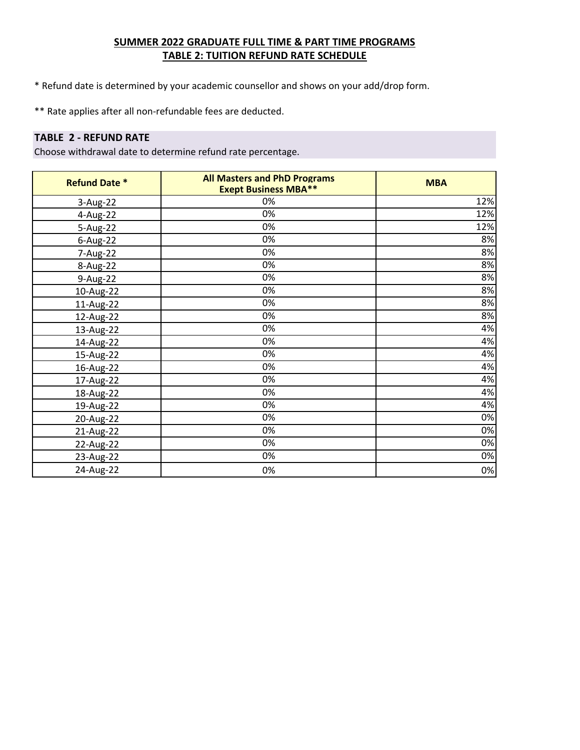## SUMMER 2022 GRADUATE FULL TIME & PART TIME PROGRAMS
## TABLE 2: TUITION REFUND RATE SCHEDULE

* Refund date is determined by your academic counsellor and shows on your add/drop form.

** Rate applies after all non-refundable fees are deducted.

### TABLE 2 - REFUND RATE

Choose withdrawal date to determine refund rate percentage.

| Refund Date * | All Masters and PhD Programs Exept Business MBA** | MBA |
|---|---|---|
| 3-Aug-22 | 0% | 12% |
| 4-Aug-22 | 0% | 12% |
| 5-Aug-22 | 0% | 12% |
| 6-Aug-22 | 0% | 8% |
| 7-Aug-22 | 0% | 8% |
| 8-Aug-22 | 0% | 8% |
| 9-Aug-22 | 0% | 8% |
| 10-Aug-22 | 0% | 8% |
| 11-Aug-22 | 0% | 8% |
| 12-Aug-22 | 0% | 8% |
| 13-Aug-22 | 0% | 4% |
| 14-Aug-22 | 0% | 4% |
| 15-Aug-22 | 0% | 4% |
| 16-Aug-22 | 0% | 4% |
| 17-Aug-22 | 0% | 4% |
| 18-Aug-22 | 0% | 4% |
| 19-Aug-22 | 0% | 4% |
| 20-Aug-22 | 0% | 0% |
| 21-Aug-22 | 0% | 0% |
| 22-Aug-22 | 0% | 0% |
| 23-Aug-22 | 0% | 0% |
| 24-Aug-22 | 0% | 0% |